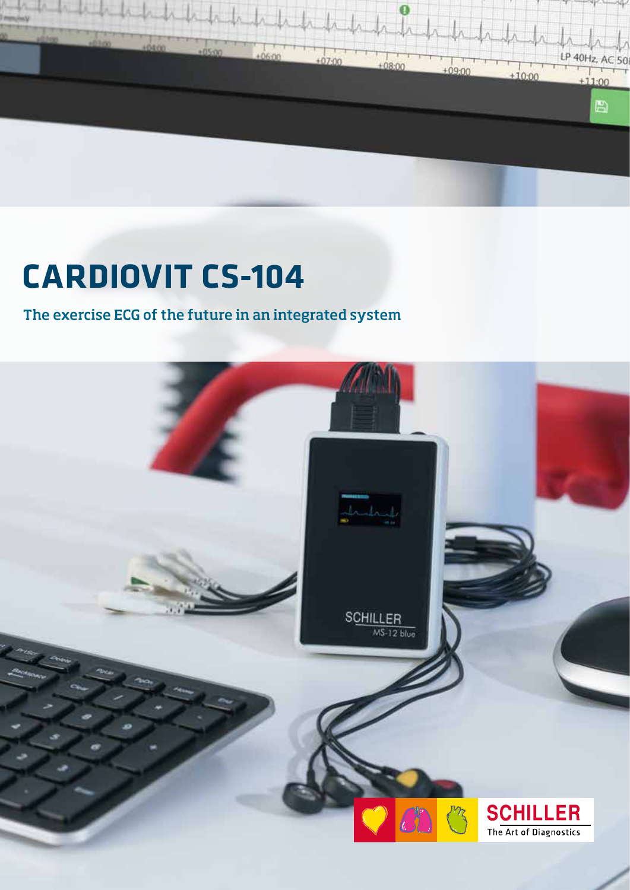# CARDIOVIT CS-104

## The exercise ECG of the future in an integrated system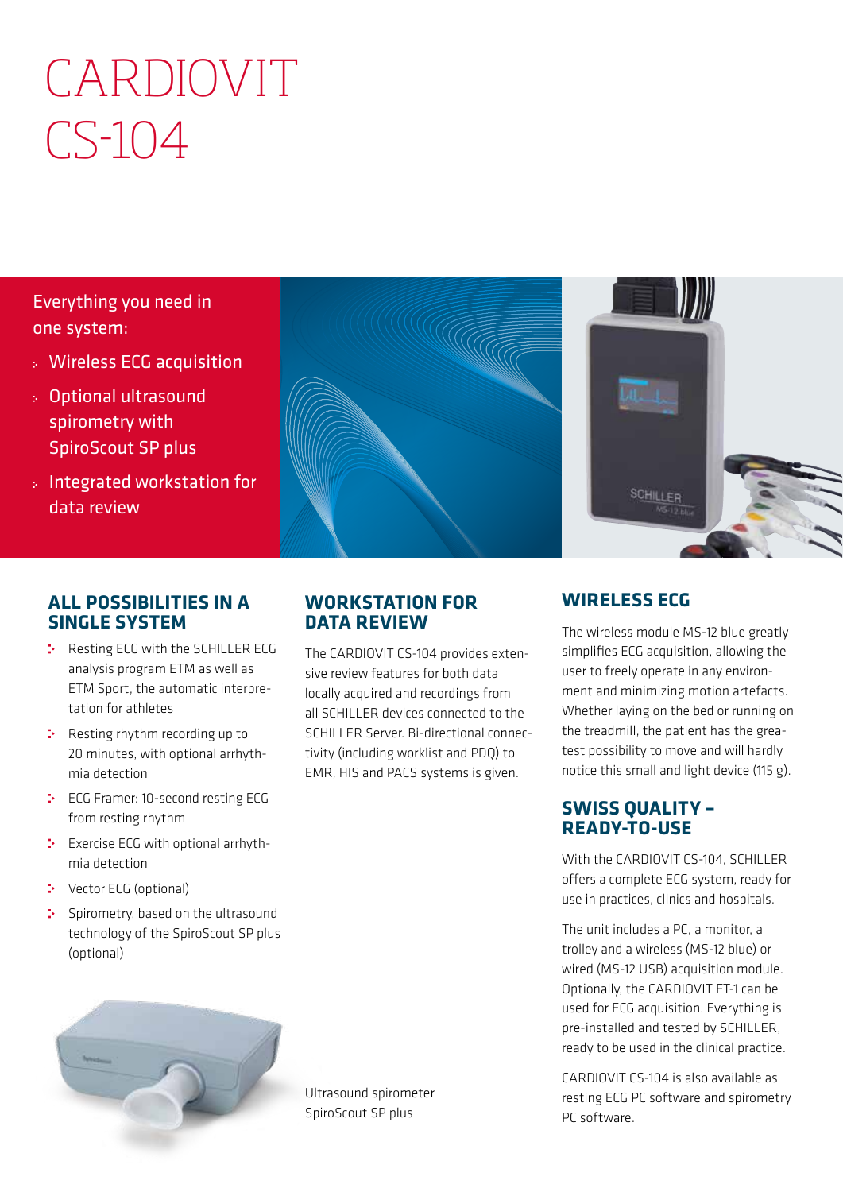# CARDIOVIT CS-104

Everything you need in one system:

- Wireless ECG acquisition
- Optional ultrasound spirometry with SpiroScout SP plus
- Integrated workstation for data review

## ALL POSSIBILITIES IN A SINGLE SYSTEM

- Resting ECG with the SCHILLER ECG analysis program ETM as well as ETM Sport, the automatic interpretation for athletes
- Resting rhythm recording up to 20 minutes, with optional arrhythmia detection
- ECG Framer: 10-second resting ECG from resting rhythm
- Exercise ECG with optional arrhythmia detection
- Vector ECG (optional)
- Spirometry, based on the ultrasound technology of the SpiroScout SP plus (optional)

## WORKSTATION FOR DATA REVIEW

The CARDIOVIT CS-104 provides extensive review features for both data locally acquired and recordings from all SCHILLER devices connected to the SCHILLER Server. Bi-directional connectivity (including worklist and PDQ) to EMR, HIS and PACS systems is given.

Ultrasound spirometer SpiroScout SP plus

## WIRELESS ECG

The wireless module MS-12 blue greatly simplifies ECG acquisition, allowing the user to freely operate in any environment and minimizing motion artefacts. Whether laying on the bed or running on the treadmill, the patient has the greatest possibility to move and will hardly notice this small and light device (115 g).

## SWISS QUALITY – READY-TO-USE

With the CARDIOVIT CS-104, SCHILLER offers a complete ECG system, ready for use in practices, clinics and hospitals.

The unit includes a PC, a monitor, a trolley and a wireless (MS-12 blue) or wired (MS-12 USB) acquisition module. Optionally, the CARDIOVIT FT-1 can be used for ECG acquisition. Everything is pre-installed and tested by SCHILLER, ready to be used in the clinical practice.

CARDIOVIT CS-104 is also available as resting ECG PC software and spirometry PC software.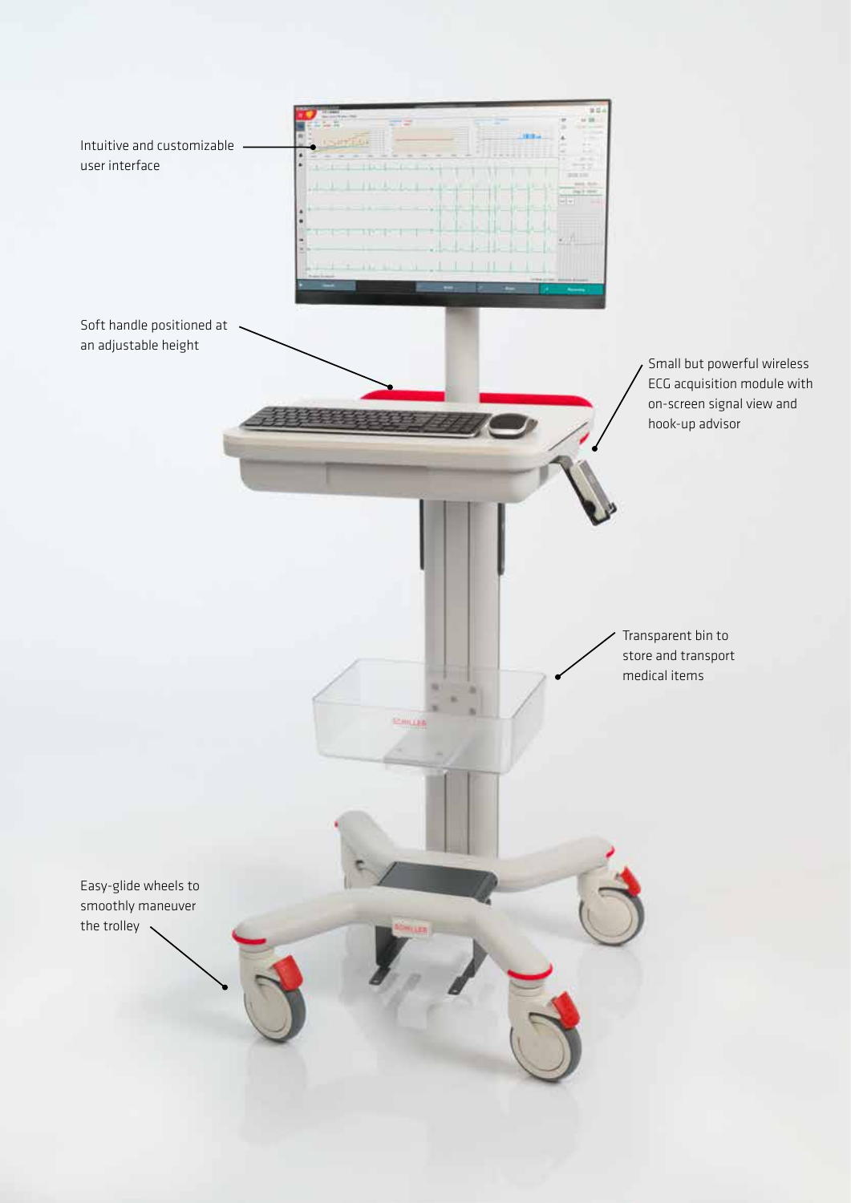Intuitive and customizable user interface

Soft handle positioned at an adjustable height

Small but powerful wireless ECG acquisition module with on-screen signal view and hook-up advisor

Transparent bin to store and transport medical items

Easy-glide wheels to smoothly maneuver the trolley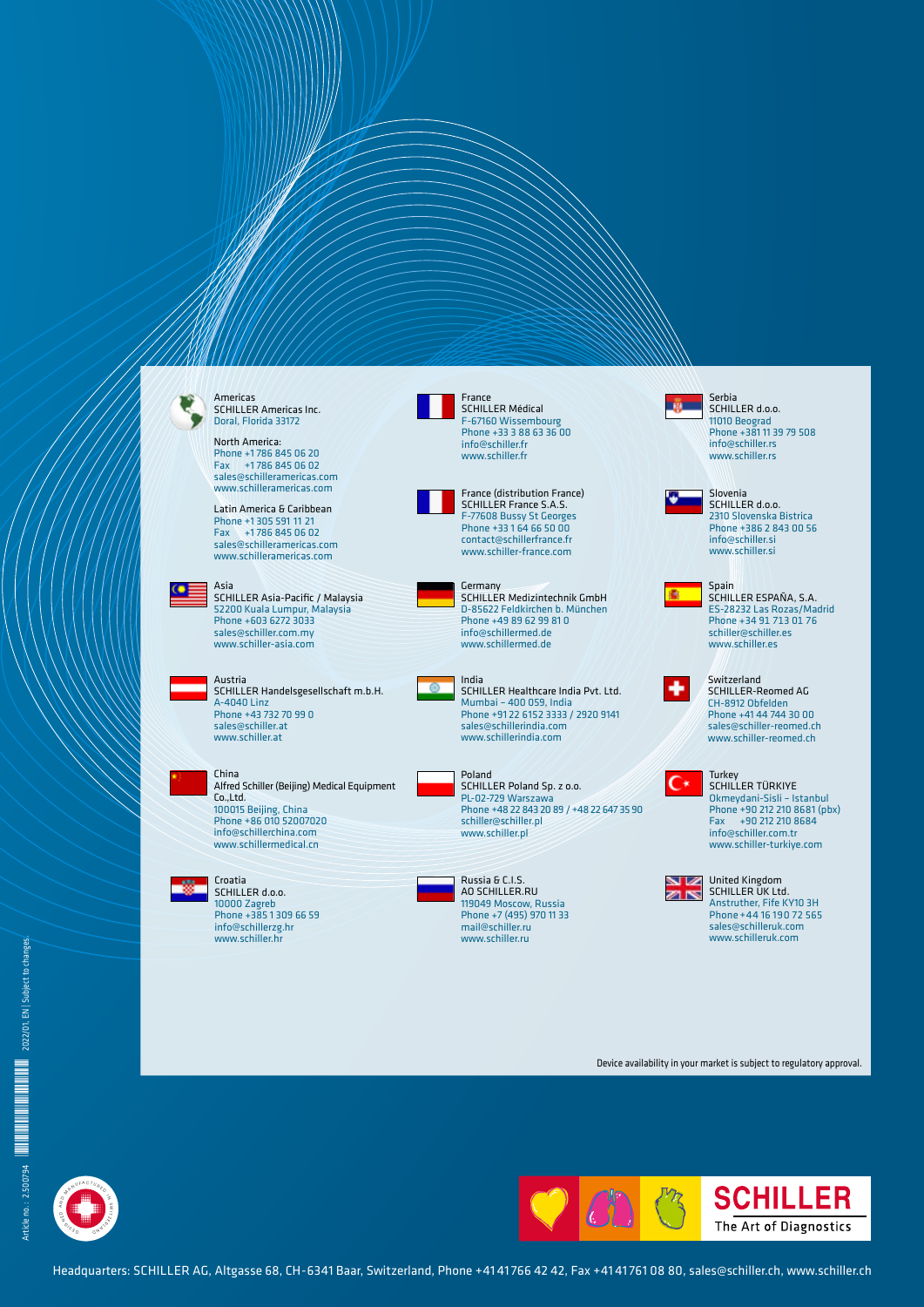Americas
SCHILLER Americas Inc.
Doral, Florida 33172

North America:
Phone +1 786 845 06 20
Fax +1 786 845 06 02
sales@schilleramericas.com
www.schilleramericas.com

Latin America & Caribbean
Phone +1 305 591 11 21
Fax +1 786 845 06 02
sales@schilleramericas.com
www.schilleramericas.com

Asia
SCHILLER Asia-Pacific / Malaysia
52200 Kuala Lumpur, Malaysia
Phone +603 6272 3033
sales@schiller.com.my
www.schiller-asia.com

Austria
SCHILLER Handelsgesellschaft m.b.H.
A-4040 Linz
Phone +43 732 70 99 0
sales@schiller.at
www.schiller.at

China
Alfred Schiller (Beijing) Medical Equipment Co.,Ltd.
100015 Beijing, China
Phone +86 010 52007020
info@schillerchina.com
www.schillermedical.cn

Croatia
SCHILLER d.o.o.
10000 Zagreb
Phone +385 1 309 66 59
info@schillerzg.hr
www.schiller.hr

France
SCHILLER Médical
F-67160 Wissembourg
Phone +33 3 88 63 36 00
info@schiller.fr
www.schiller.fr

France (distribution France)
SCHILLER France S.A.S.
F-77608 Bussy St Georges
Phone +33 1 64 66 50 00
contact@schillerfrance.fr
www.schiller-france.com

Germany
SCHILLER Medizintechnik GmbH
D-85622 Feldkirchen b. München
Phone +49 89 62 99 81 0
info@schillermed.de
www.schillermed.de

India
SCHILLER Healthcare India Pvt. Ltd.
Mumbai – 400 059, India
Phone +91 22 6152 3333 / 2920 9141
sales@schillerindia.com
www.schillerindia.com

Poland
SCHILLER Poland Sp. z o.o.
PL-02-729 Warszawa
Phone +48 22 843 20 89 / +48 22 647 35 90
schiller@schiller.pl
www.schiller.pl

Russia & C.I.S.
AO SCHILLER.RU
119049 Moscow, Russia
Phone +7 (495) 970 11 33
mail@schiller.ru
www.schiller.ru

Serbia
SCHILLER d.o.o.
11010 Beograd
Phone +381 11 39 79 508
info@schiller.rs
www.schiller.rs

Slovenia
SCHILLER d.o.o.
2310 Slovenska Bistrica
Phone +386 2 843 00 56
info@schiller.si
www.schiller.si

Spain
SCHILLER ESPAÑA, S.A.
ES-28232 Las Rozas/Madrid
Phone +34 91 713 01 76
schiller@schiller.es
www.schiller.es

Switzerland
SCHILLER-Reomed AG
CH-8912 Obfelden
Phone +41 44 744 30 00
sales@schiller-reomed.ch
www.schiller-reomed.ch

Turkey
SCHILLER TÜRKIYE
Okmeydani-Sisli – Istanbul
Phone +90 212 210 8681 (pbx)
Fax +90 212 210 8684
info@schiller.com.tr
www.schiller-turkiye.com

United Kingdom
SCHILLER UK Ltd.
Anstruther, Fife KY10 3H
Phone +44 16 190 72 565
sales@schilleruk.com
www.schilleruk.com

Device availability in your market is subject to regulatory approval.

Article no.: 2.510794 2022/01, EN | Subject to changes.

SCHILLER
The Art of Diagnostics

Headquarters: SCHILLER AG, Altgasse 68, CH-6341 Baar, Switzerland, Phone +41 41 766 42 42, Fax +41 41 761 08 80, sales@schiller.ch, www.schiller.ch